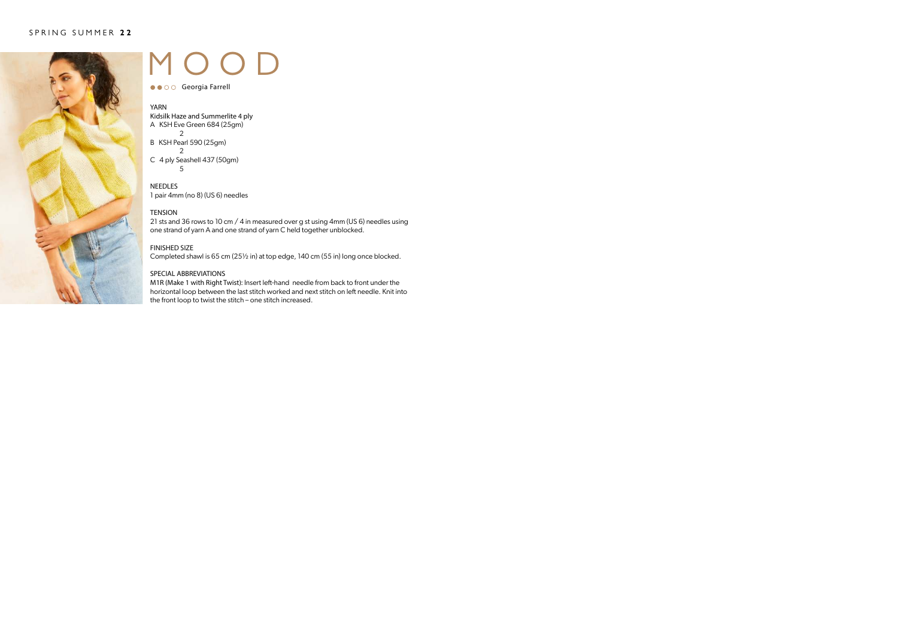# MOOD

●●○○ Georgia Farrell

YARN

Kidsilk Haze and Summerlite 4 ply

A KSH Eve Green 684 (25gm)
2

B KSH Pearl 590 (25gm)
2

C 4 ply Seashell 437 (50gm)
5

NEEDLES

1 pair 4mm (no 8) (US 6) needles

TENSION

21 sts and 36 rows to 10 cm / 4 in measured over g st using 4mm (US 6) needles using one strand of yarn A and one strand of yarn C held together unblocked.

FINISHED SIZE

Completed shawl is 65 cm (25½ in) at top edge, 140 cm (55 in) long once blocked.

SPECIAL ABBREVIATIONS

M1R (Make 1 with Right Twist): Insert left-hand needle from back to front under the horizontal loop between the last stitch worked and next stitch on left needle. Knit into the front loop to twist the stitch – one stitch increased.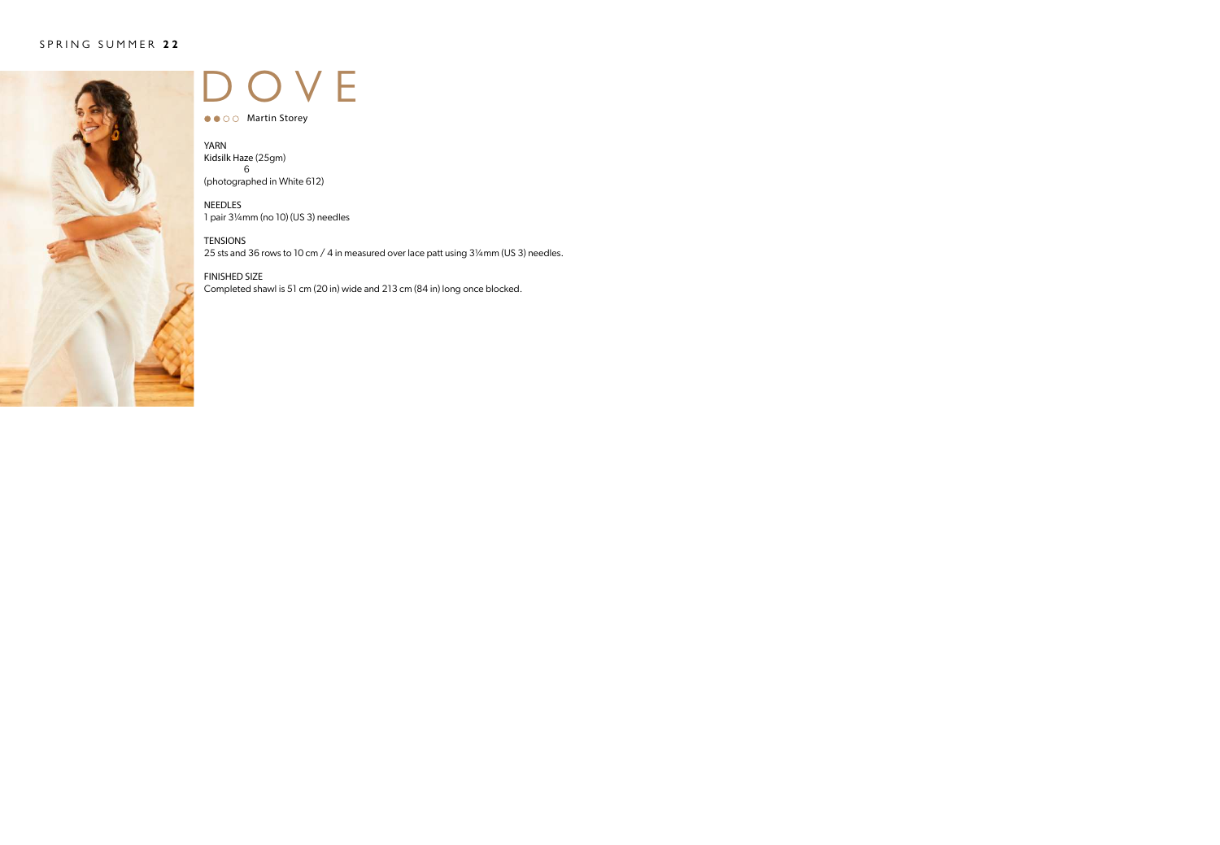# DOVE

●●○○ Martin Storey

YARN
Kidsilk Haze (25gm)
6
(photographed in White 612)

NEEDLES
1 pair 3¼mm (no 10) (US 3) needles

TENSIONS
25 sts and 36 rows to 10 cm / 4 in measured over lace patt using 3¼mm (US 3) needles.

FINISHED SIZE
Completed shawl is 51 cm (20 in) wide and 213 cm (84 in) long once blocked.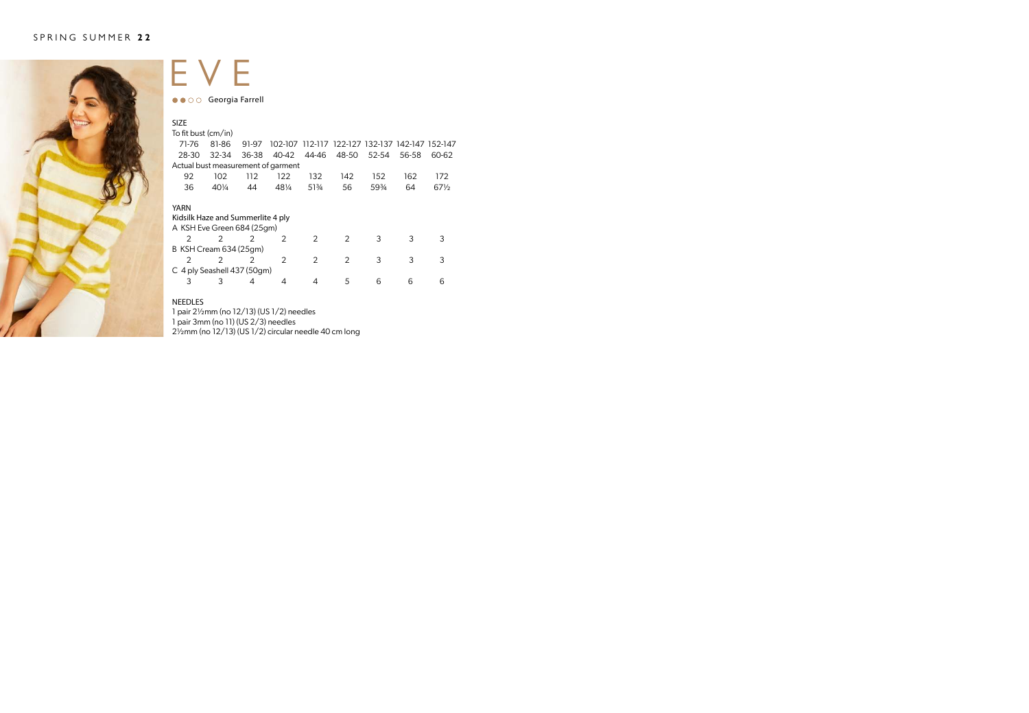# EVE

●●○○ Georgia Farrell

## SIZE

| To fit bust (cm/in) | | | | | | | | |
|---|---|---|---|---|---|---|---|---|
| 71-76 | 81-86 | 91-97 | 102-107 | 112-117 | 122-127 | 132-137 | 142-147 | 152-147 |
| 28-30 | 32-34 | 36-38 | 40-42 | 44-46 | 48-50 | 52-54 | 56-58 | 60-62 |
| **Actual bust measurement of garment** | | | | | | | | |
| 92 | 102 | 112 | 122 | 132 | 142 | 152 | 162 | 172 |
| 36 | 40¼ | 44 | 48¼ | 51¾ | 56 | 59¾ | 64 | 67½ |

## YARN

Kidsilk Haze and Summerlite 4 ply

| A KSH Eve Green 684 (25gm) | | | | | | | | |
|---|---|---|---|---|---|---|---|---|
| 2 | 2 | 2 | 2 | 2 | 2 | 3 | 3 | 3 |
| **B KSH Cream 634 (25gm)** | | | | | | | | |
| 2 | 2 | 2 | 2 | 2 | 2 | 3 | 3 | 3 |
| **C 4 ply Seashell 437 (50gm)** | | | | | | | | |
| 3 | 3 | 4 | 4 | 4 | 5 | 6 | 6 | 6 |

## NEEDLES

1 pair 2½mm (no 12/13) (US 1/2) needles
1 pair 3mm (no 11) (US 2/3) needles
2½mm (no 12/13) (US 1/2) circular needle 40 cm long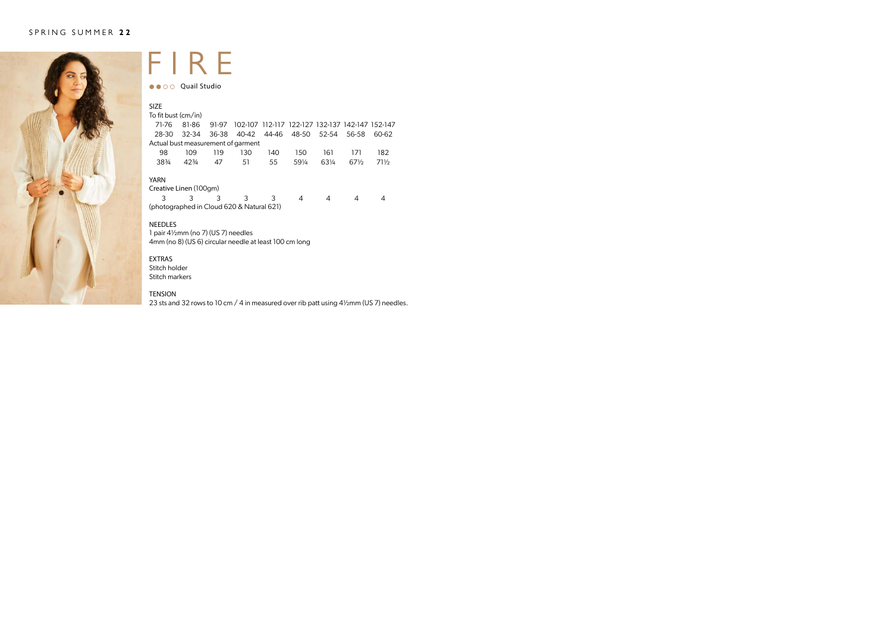# FIRE

●●○○ Quail Studio

## SIZE

To fit bust (cm/in)

| 71-76 | 81-86 | 91-97 | 102-107 | 112-117 | 122-127 | 132-137 | 142-147 | 152-147 |
|---|---|---|---|---|---|---|---|---|
| 28-30 | 32-34 | 36-38 | 40-42 | 44-46 | 48-50 | 52-54 | 56-58 | 60-62 |

Actual bust measurement of garment

| 98 | 109 | 119 | 130 | 140 | 150 | 161 | 171 | 182 |
|---|---|---|---|---|---|---|---|---|
| 38¾ | 42¾ | 47 | 51 | 55 | 59¼ | 63¼ | 67½ | 71½ |

## YARN

Creative Linen (100gm)

| 3 | 3 | 3 | 3 | 3 | 4 | 4 | 4 | 4 |
|---|---|---|---|---|---|---|---|---|

(photographed in Cloud 620 & Natural 621)

## NEEDLES

1 pair 4½mm (no 7) (US 7) needles
4mm (no 8) (US 6) circular needle at least 100 cm long

## EXTRAS

Stitch holder
Stitch markers

## TENSION

23 sts and 32 rows to 10 cm / 4 in measured over rib patt using 4½mm (US 7) needles.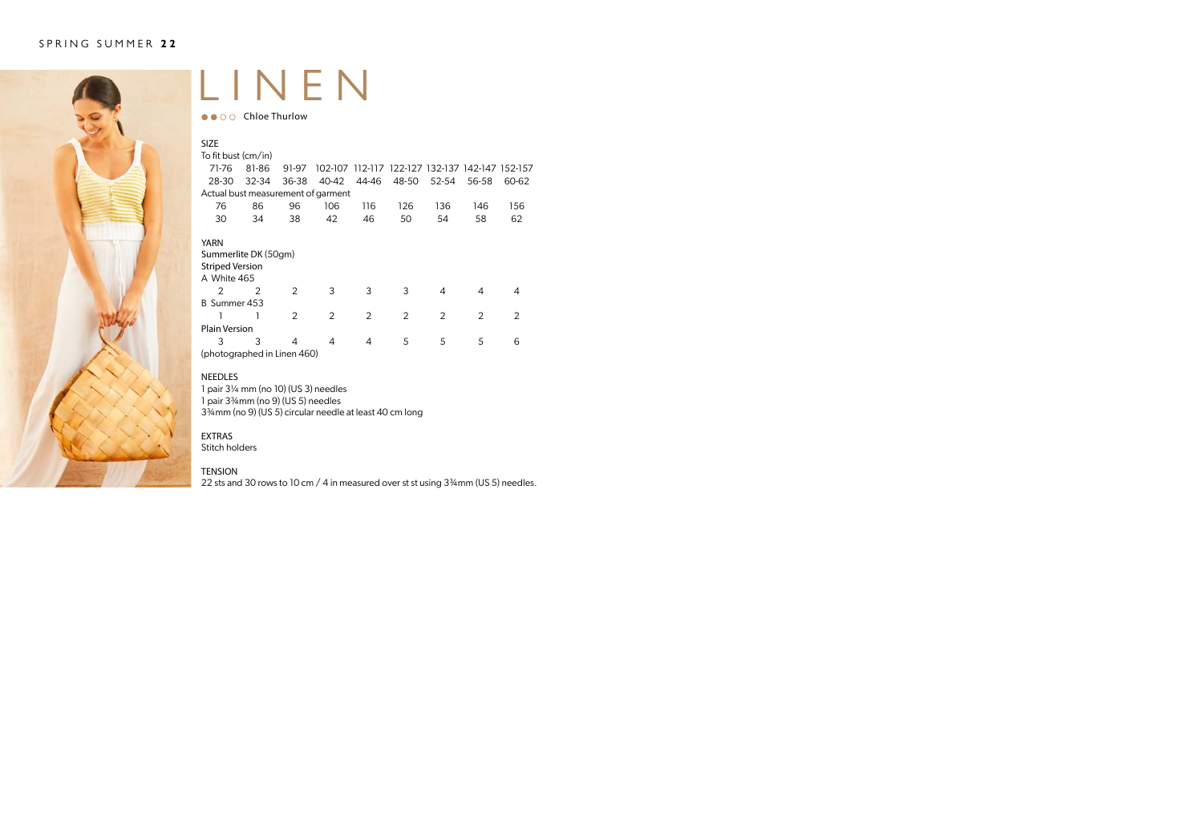# LINEN

●●○○ Chloe Thurlow

## SIZE

To fit bust (cm/in)

| 71-76 | 81-86 | 91-97 | 102-107 | 112-117 | 122-127 | 132-137 | 142-147 | 152-157 |
|---|---|---|---|---|---|---|---|---|
| 28-30 | 32-34 | 36-38 | 40-42 | 44-46 | 48-50 | 52-54 | 56-58 | 60-62 |

Actual bust measurement of garment

| 76 | 86 | 96 | 106 | 116 | 126 | 136 | 146 | 156 |
|---|---|---|---|---|---|---|---|---|
| 30 | 34 | 38 | 42 | 46 | 50 | 54 | 58 | 62 |

## YARN

Summerlite DK (50gm)

Striped Version

A White 465

| 2 | 2 | 2 | 3 | 3 | 3 | 4 | 4 | 4 |
|---|---|---|---|---|---|---|---|---|

B Summer 453

| 1 | 1 | 2 | 2 | 2 | 2 | 2 | 2 | 2 |
|---|---|---|---|---|---|---|---|---|

Plain Version

| 3 | 3 | 4 | 4 | 4 | 5 | 5 | 5 | 6 |
|---|---|---|---|---|---|---|---|---|

(photographed in Linen 460)

## NEEDLES

1 pair 3¼ mm (no 10) (US 3) needles
1 pair 3¾mm (no 9) (US 5) needles
3¾mm (no 9) (US 5) circular needle at least 40 cm long

## EXTRAS

Stitch holders

## TENSION

22 sts and 30 rows to 10 cm / 4 in measured over st st using 3¾mm (US 5) needles.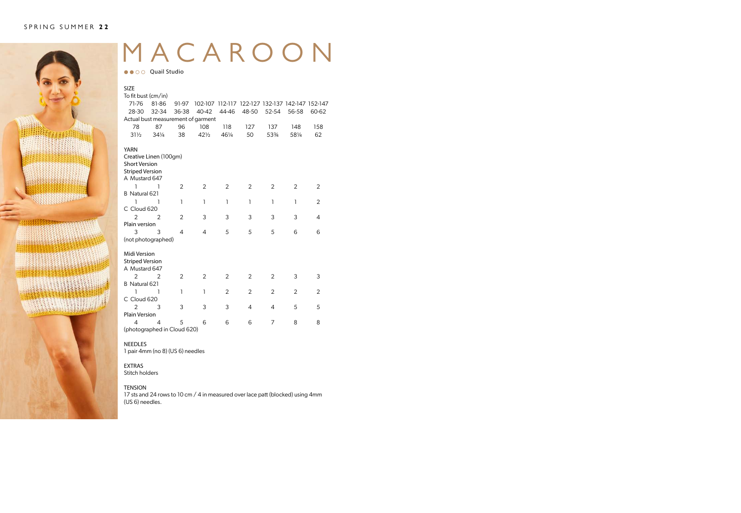# MACAROON

●●○○ Quail Studio

## SIZE

To fit bust (cm/in)

| | | | | | | | | |
|---|---|---|---|---|---|---|---|---|
| 71-76 | 81-86 | 91-97 | 102-107 | 112-117 | 122-127 | 132-137 | 142-147 | 152-147 |
| 28-30 | 32-34 | 36-38 | 40-42 | 44-46 | 48-50 | 52-54 | 56-58 | 60-62 |

Actual bust measurement of garment

| | | | | | | | | |
|---|---|---|---|---|---|---|---|---|
| 78 | 87 | 96 | 108 | 118 | 127 | 137 | 148 | 158 |
| 31½ | 34¼ | 38 | 42½ | 46¼ | 50 | 53¾ | 58¼ | 62 |

## YARN

Creative Linen (100gm)

**Short Version**

Striped Version

| | | | | | | | | |
|---|---|---|---|---|---|---|---|---|
| A Mustard 647 | | | | | | | | |
| 1 | 1 | 2 | 2 | 2 | 2 | 2 | 2 | 2 |
| B Natural 621 | | | | | | | | |
| 1 | 1 | 1 | 1 | 1 | 1 | 1 | 1 | 2 |
| C Cloud 620 | | | | | | | | |
| 2 | 2 | 2 | 3 | 3 | 3 | 3 | 3 | 4 |
| Plain version | | | | | | | | |
| 3 | 3 | 4 | 4 | 5 | 5 | 5 | 6 | 6 |

(not photographed)

**Midi Version**

Striped Version

| | | | | | | | | |
|---|---|---|---|---|---|---|---|---|
| A Mustard 647 | | | | | | | | |
| 2 | 2 | 2 | 2 | 2 | 2 | 2 | 3 | 3 |
| B Natural 621 | | | | | | | | |
| 1 | 1 | 1 | 1 | 2 | 2 | 2 | 2 | 2 |
| C Cloud 620 | | | | | | | | |
| 2 | 3 | 3 | 3 | 3 | 4 | 4 | 5 | 5 |
| Plain Version | | | | | | | | |
| 4 | 4 | 5 | 6 | 6 | 6 | 7 | 8 | 8 |

(photographed in Cloud 620)

## NEEDLES

1 pair 4mm (no 8) (US 6) needles

## EXTRAS

Stitch holders

## TENSION

17 sts and 24 rows to 10 cm / 4 in measured over lace patt (blocked) using 4mm (US 6) needles.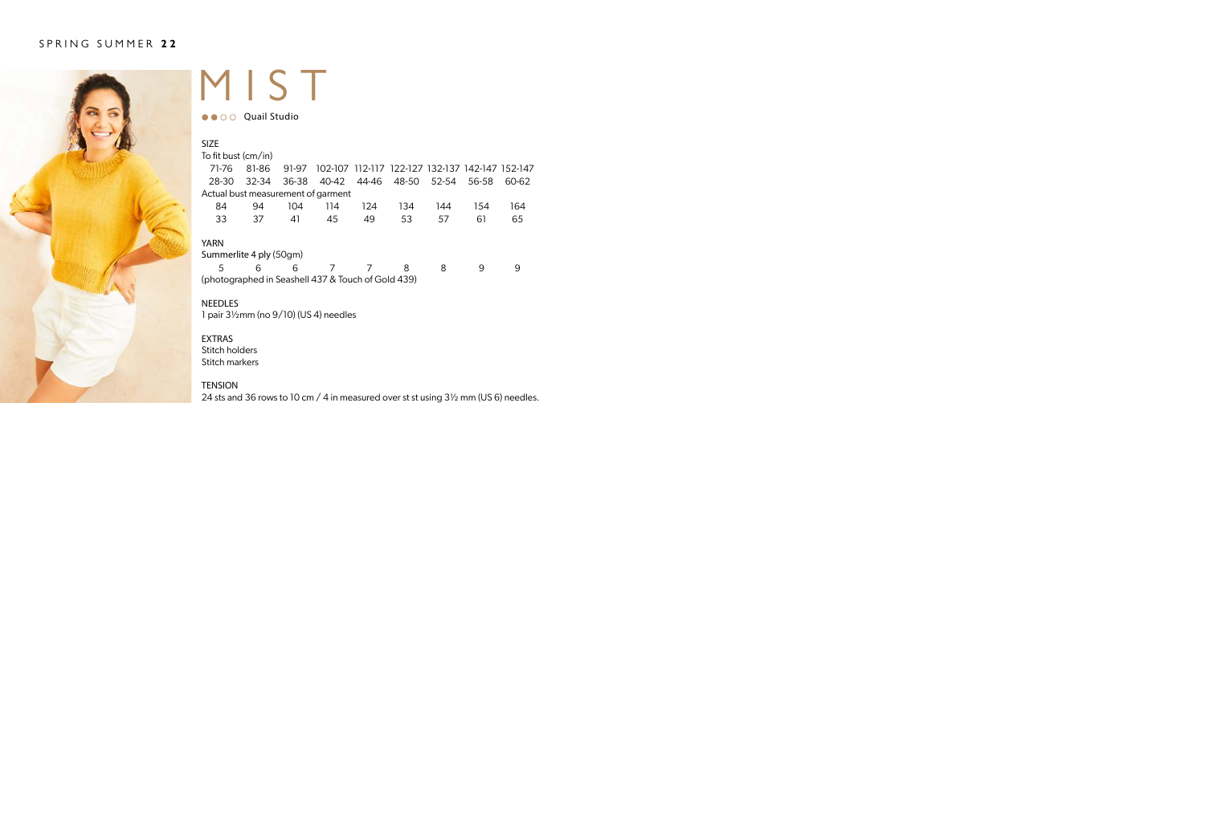# MIST

●●○○ Quail Studio

## SIZE

To fit bust (cm/in)

| 71-76 | 81-86 | 91-97 | 102-107 | 112-117 | 122-127 | 132-137 | 142-147 | 152-147 |
|---|---|---|---|---|---|---|---|---|
| 28-30 | 32-34 | 36-38 | 40-42 | 44-46 | 48-50 | 52-54 | 56-58 | 60-62 |

Actual bust measurement of garment

| 84 | 94 | 104 | 114 | 124 | 134 | 144 | 154 | 164 |
|---|---|---|---|---|---|---|---|---|
| 33 | 37 | 41 | 45 | 49 | 53 | 57 | 61 | 65 |

## YARN

Summerlite 4 ply (50gm)

| 5 | 6 | 6 | 7 | 7 | 8 | 8 | 9 | 9 |
|---|---|---|---|---|---|---|---|---|

(photographed in Seashell 437 & Touch of Gold 439)

## NEEDLES

1 pair 3½mm (no 9/10) (US 4) needles

## EXTRAS

Stitch holders
Stitch markers

## TENSION

24 sts and 36 rows to 10 cm / 4 in measured over st st using 3½ mm (US 6) needles.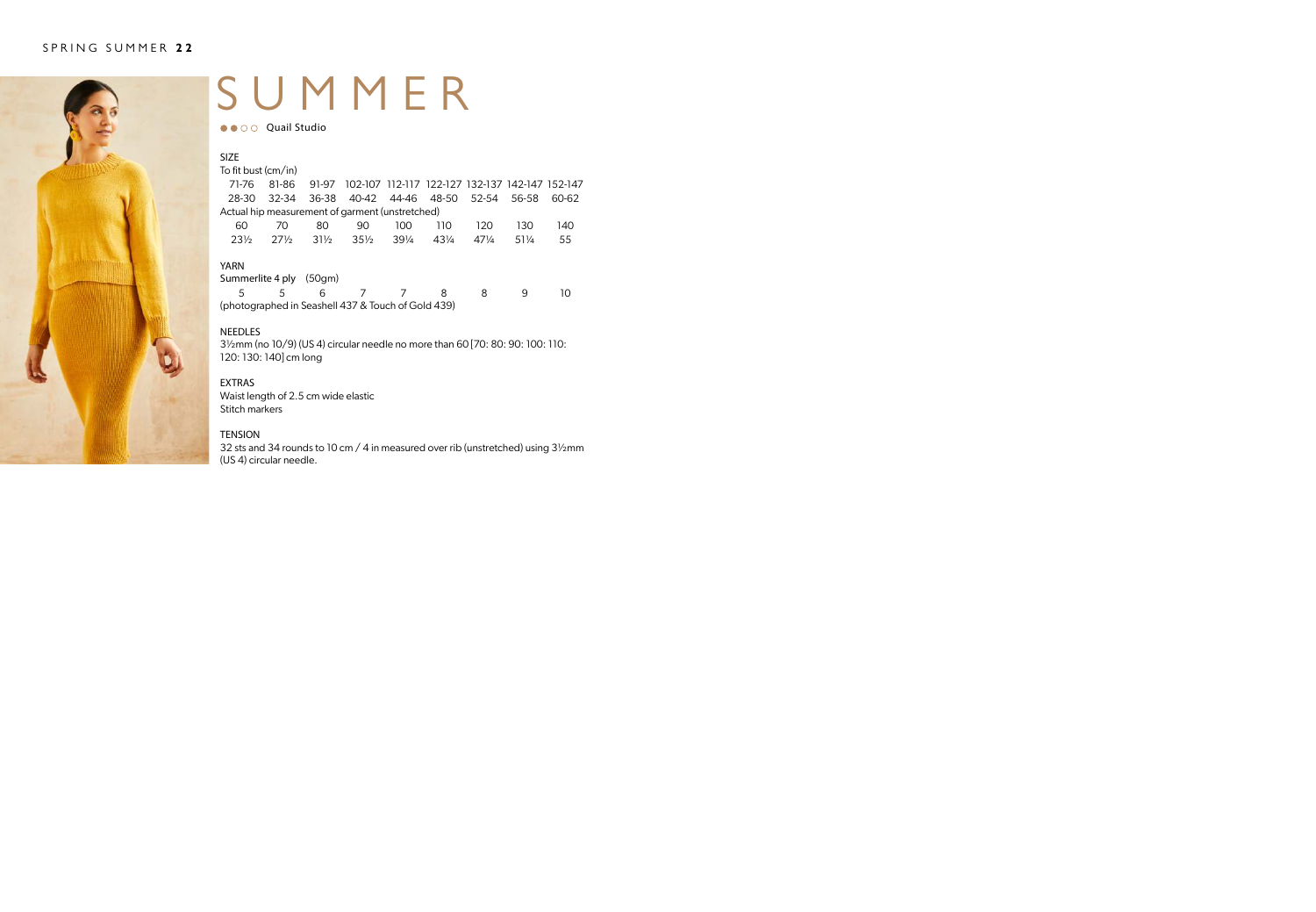# SUMMER

●●○○ Quail Studio

### SIZE

To fit bust (cm/in)

| 71-76 | 81-86 | 91-97 | 102-107 | 112-117 | 122-127 | 132-137 | 142-147 | 152-147 |
|---|---|---|---|---|---|---|---|---|
| 28-30 | 32-34 | 36-38 | 40-42 | 44-46 | 48-50 | 52-54 | 56-58 | 60-62 |

Actual hip measurement of garment (unstretched)

| 60 | 70 | 80 | 90 | 100 | 110 | 120 | 130 | 140 |
|---|---|---|---|---|---|---|---|---|
| 23½ | 27½ | 31½ | 35½ | 39¼ | 43¼ | 47¼ | 51¼ | 55 |

### YARN

Summerlite 4 ply (50gm)

| 5 | 5 | 6 | 7 | 7 | 8 | 8 | 9 | 10 |
|---|---|---|---|---|---|---|---|---|

(photographed in Seashell 437 & Touch of Gold 439)

### NEEDLES

3½mm (no 10/9) (US 4) circular needle no more than 60 [70: 80: 90: 100: 110: 120: 130: 140] cm long

### EXTRAS

Waist length of 2.5 cm wide elastic
Stitch markers

### TENSION

32 sts and 34 rounds to 10 cm / 4 in measured over rib (unstretched) using 3½mm (US 4) circular needle.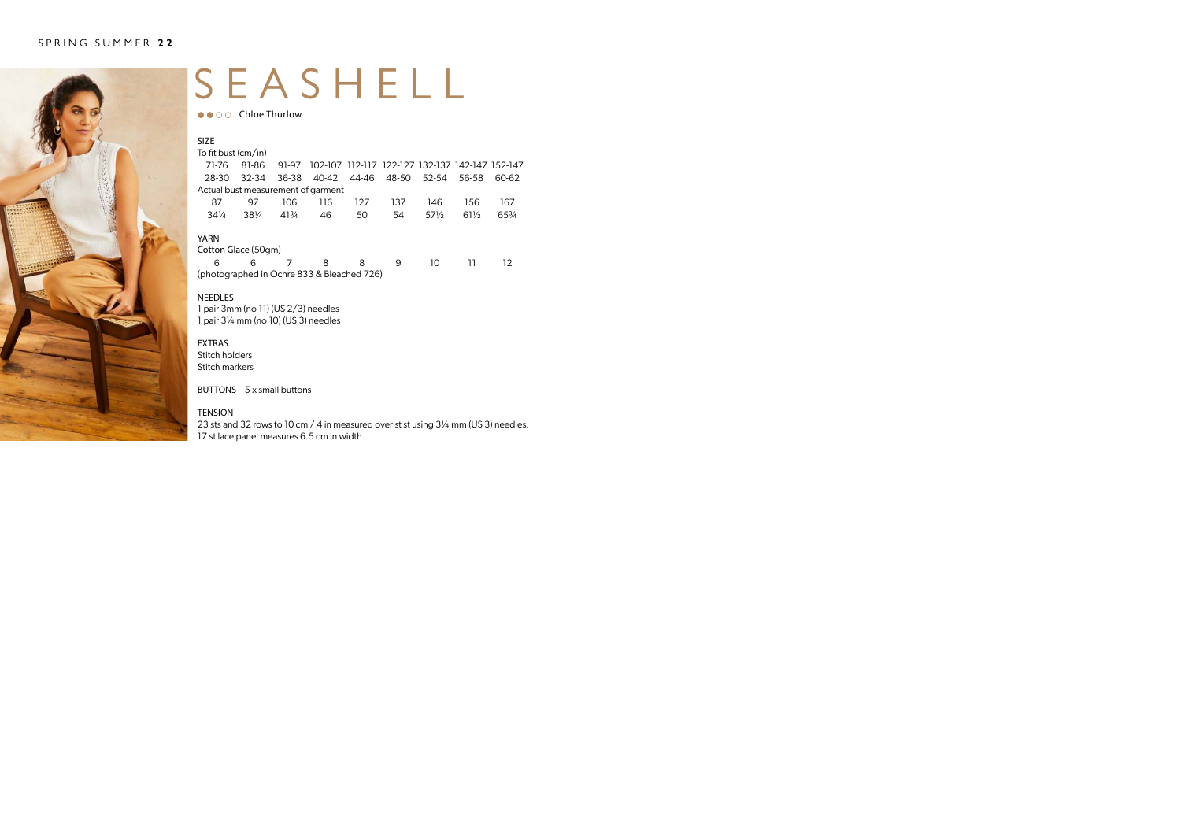# SEASHELL

●●○○ Chloe Thurlow

## SIZE

To fit bust (cm/in)

| 71-76 | 81-86 | 91-97 | 102-107 | 112-117 | 122-127 | 132-137 | 142-147 | 152-147 |
|---|---|---|---|---|---|---|---|---|
| 28-30 | 32-34 | 36-38 | 40-42 | 44-46 | 48-50 | 52-54 | 56-58 | 60-62 |

Actual bust measurement of garment

| 87 | 97 | 106 | 116 | 127 | 137 | 146 | 156 | 167 |
|---|---|---|---|---|---|---|---|---|
| 34¼ | 38¼ | 41¾ | 46 | 50 | 54 | 57½ | 61½ | 65¾ |

## YARN

Cotton Glace (50gm)

| 6 | 6 | 7 | 8 | 8 | 9 | 10 | 11 | 12 |
|---|---|---|---|---|---|---|---|---|

(photographed in Ochre 833 & Bleached 726)

## NEEDLES

1 pair 3mm (no 11) (US 2/3) needles
1 pair 3¼ mm (no 10) (US 3) needles

## EXTRAS

Stitch holders
Stitch markers

BUTTONS – 5 x small buttons

## TENSION

23 sts and 32 rows to 10 cm / 4 in measured over st st using 3¼ mm (US 3) needles.
17 st lace panel measures 6.5 cm in width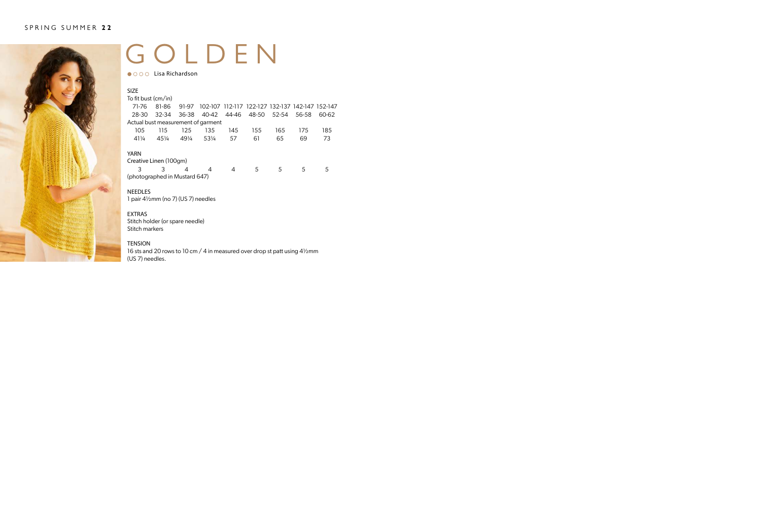# GOLDEN

●○○○ Lisa Richardson

## SIZE

To fit bust (cm/in)

| 71-76 | 81-86 | 91-97 | 102-107 | 112-117 | 122-127 | 132-137 | 142-147 | 152-147 |
|---|---|---|---|---|---|---|---|---|
| 28-30 | 32-34 | 36-38 | 40-42 | 44-46 | 48-50 | 52-54 | 56-58 | 60-62 |

Actual bust measurement of garment

| 105 | 115 | 125 | 135 | 145 | 155 | 165 | 175 | 185 |
|---|---|---|---|---|---|---|---|---|
| 41¼ | 45¼ | 49¼ | 53¼ | 57 | 61 | 65 | 69 | 73 |

## YARN

Creative Linen (100gm)

| 3 | 3 | 4 | 4 | 4 | 5 | 5 | 5 | 5 |
|---|---|---|---|---|---|---|---|---|

(photographed in Mustard 647)

## NEEDLES

1 pair 4½mm (no 7) (US 7) needles

## EXTRAS

Stitch holder (or spare needle)
Stitch markers

## TENSION

16 sts and 20 rows to 10 cm / 4 in measured over drop st patt using 4½mm (US 7) needles.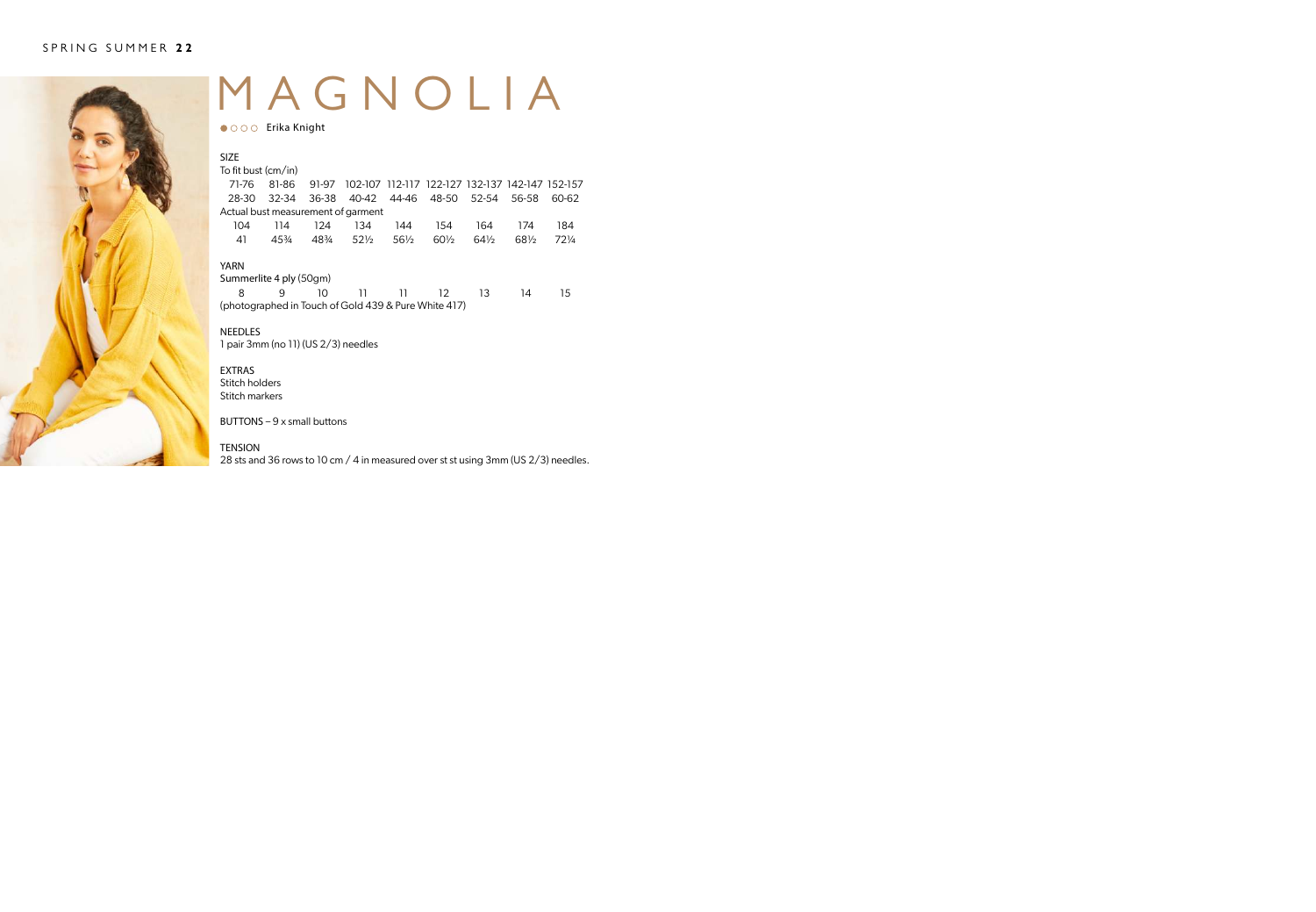# MAGNOLIA

●○○○ Erika Knight

SIZE

To fit bust (cm/in)

| 71-76 | 81-86 | 91-97 | 102-107 | 112-117 | 122-127 | 132-137 | 142-147 | 152-157 |
|---|---|---|---|---|---|---|---|---|
| 28-30 | 32-34 | 36-38 | 40-42 | 44-46 | 48-50 | 52-54 | 56-58 | 60-62 |

Actual bust measurement of garment

| 104 | 114 | 124 | 134 | 144 | 154 | 164 | 174 | 184 |
|---|---|---|---|---|---|---|---|---|
| 41 | 45¾ | 48¾ | 52½ | 56½ | 60½ | 64½ | 68½ | 72¼ |

YARN

Summerlite 4 ply (50gm)

| 8 | 9 | 10 | 11 | 11 | 12 | 13 | 14 | 15 |
|---|---|---|---|---|---|---|---|---|

(photographed in Touch of Gold 439 & Pure White 417)

NEEDLES

1 pair 3mm (no 11) (US 2/3) needles

EXTRAS

Stitch holders

Stitch markers

BUTTONS – 9 x small buttons

TENSION

28 sts and 36 rows to 10 cm / 4 in measured over st st using 3mm (US 2/3) needles.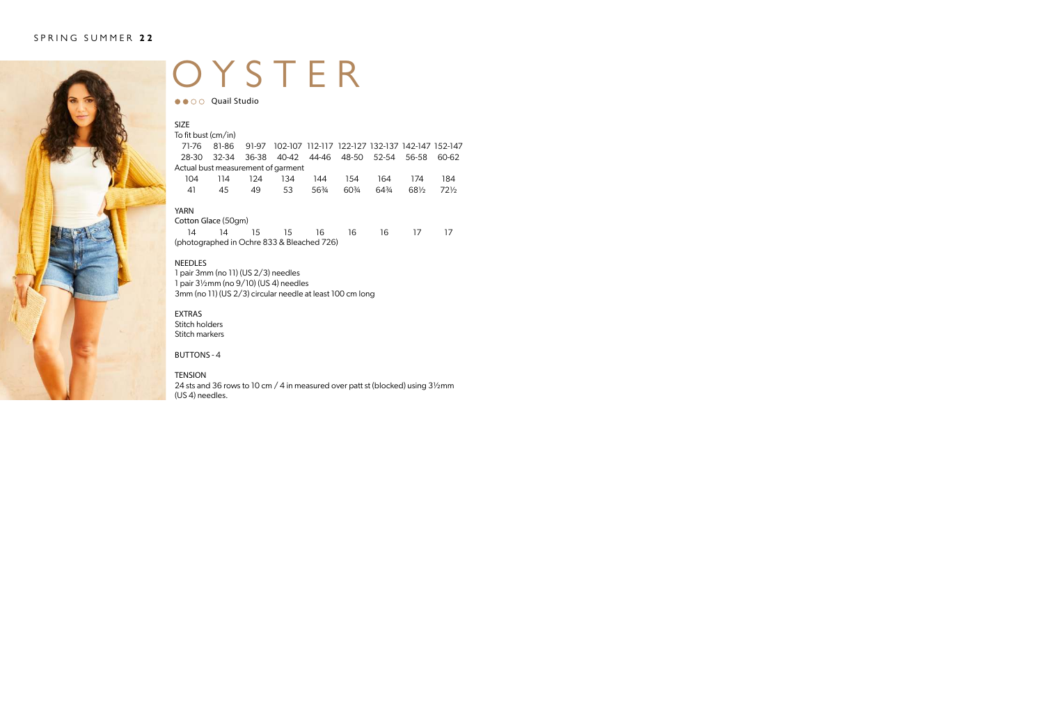# OYSTER

●●○○ Quail Studio

## SIZE

To fit bust (cm/in)

| 71-76 | 81-86 | 91-97 | 102-107 | 112-117 | 122-127 | 132-137 | 142-147 | 152-147 |
|---|---|---|---|---|---|---|---|---|
| 28-30 | 32-34 | 36-38 | 40-42 | 44-46 | 48-50 | 52-54 | 56-58 | 60-62 |

Actual bust measurement of garment

| 104 | 114 | 124 | 134 | 144 | 154 | 164 | 174 | 184 |
|---|---|---|---|---|---|---|---|---|
| 41 | 45 | 49 | 53 | 56¾ | 60¾ | 64¾ | 68½ | 72½ |

## YARN

Cotton Glace (50gm)

| 14 | 14 | 15 | 15 | 16 | 16 | 16 | 17 | 17 |
|---|---|---|---|---|---|---|---|---|

(photographed in Ochre 833 & Bleached 726)

## NEEDLES

1 pair 3mm (no 11) (US 2/3) needles
1 pair 3½mm (no 9/10) (US 4) needles
3mm (no 11) (US 2/3) circular needle at least 100 cm long

## EXTRAS

Stitch holders
Stitch markers

BUTTONS - 4

## TENSION

24 sts and 36 rows to 10 cm / 4 in measured over patt st (blocked) using 3½mm (US 4) needles.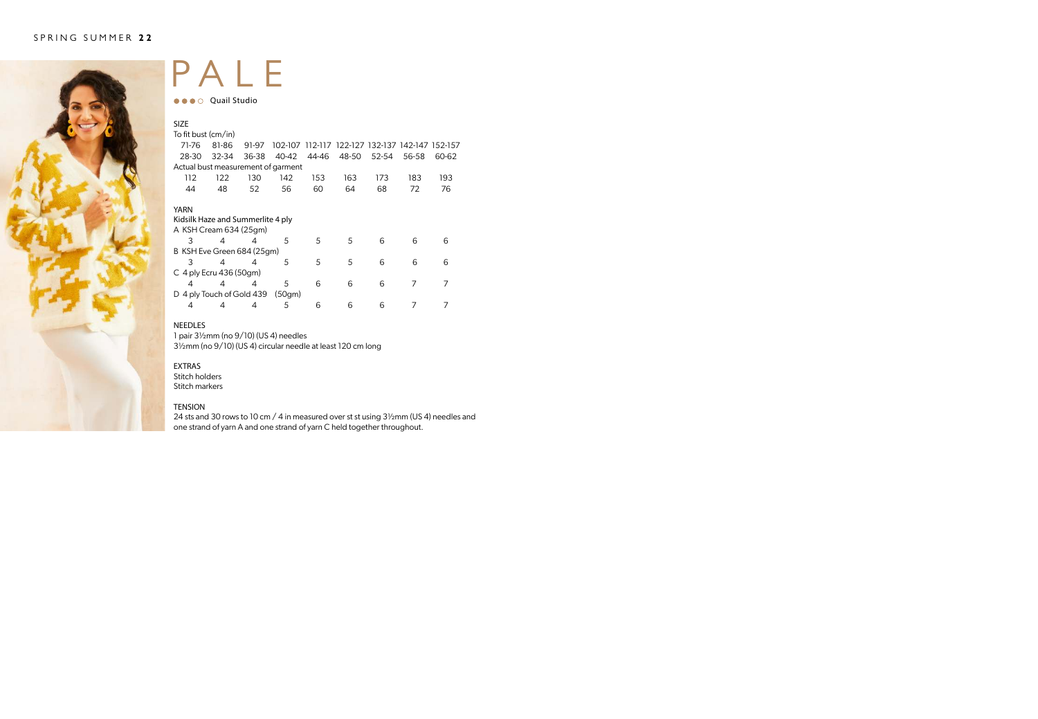# PALE

●●●○ Quail Studio

## SIZE

| To fit bust (cm/in) | | | | | | | | |
|---|---|---|---|---|---|---|---|---|
| 71-76 | 81-86 | 91-97 | 102-107 | 112-117 | 122-127 | 132-137 | 142-147 | 152-157 |
| 28-30 | 32-34 | 36-38 | 40-42 | 44-46 | 48-50 | 52-54 | 56-58 | 60-62 |
| **Actual bust measurement of garment** | | | | | | | | |
| 112 | 122 | 130 | 142 | 153 | 163 | 173 | 183 | 193 |
| 44 | 48 | 52 | 56 | 60 | 64 | 68 | 72 | 76 |

## YARN

Kidsilk Haze and Summerlite 4 ply

| A KSH Cream 634 (25gm) | | | | | | | | |
|---|---|---|---|---|---|---|---|---|
| 3 | 4 | 4 | 5 | 5 | 5 | 6 | 6 | 6 |
| **B KSH Eve Green 684 (25gm)** | | | | | | | | |
| 3 | 4 | 4 | 5 | 5 | 5 | 6 | 6 | 6 |
| **C 4 ply Ecru 436 (50gm)** | | | | | | | | |
| 4 | 4 | 4 | 5 | 6 | 6 | 6 | 7 | 7 |
| **D 4 ply Touch of Gold 439 (50gm)** | | | | | | | | |
| 4 | 4 | 4 | 5 | 6 | 6 | 6 | 7 | 7 |

## NEEDLES

1 pair 3½mm (no 9/10) (US 4) needles
3½mm (no 9/10) (US 4) circular needle at least 120 cm long

## EXTRAS

Stitch holders
Stitch markers

## TENSION

24 sts and 30 rows to 10 cm / 4 in measured over st st using 3½mm (US 4) needles and one strand of yarn A and one strand of yarn C held together throughout.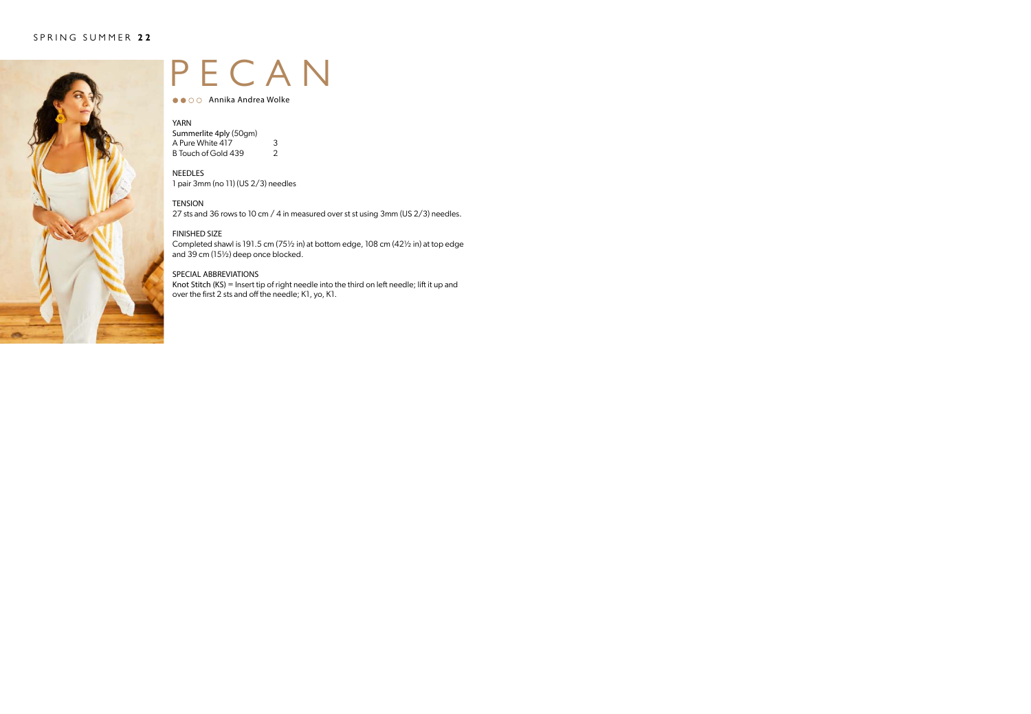# PECAN

●●○○ Annika Andrea Wolke

## YARN

Summerlite 4ply (50gm)

| | |
|---|---|
| A Pure White 417 | 3 |
| B Touch of Gold 439 | 2 |

## NEEDLES

1 pair 3mm (no 11) (US 2/3) needles

## TENSION

27 sts and 36 rows to 10 cm / 4 in measured over st st using 3mm (US 2/3) needles.

## FINISHED SIZE

Completed shawl is 191.5 cm (75½ in) at bottom edge, 108 cm (42½ in) at top edge and 39 cm (15½) deep once blocked.

## SPECIAL ABBREVIATIONS

**Knot Stitch (KS)** = Insert tip of right needle into the third on left needle; lift it up and over the first 2 sts and off the needle; K1, yo, K1.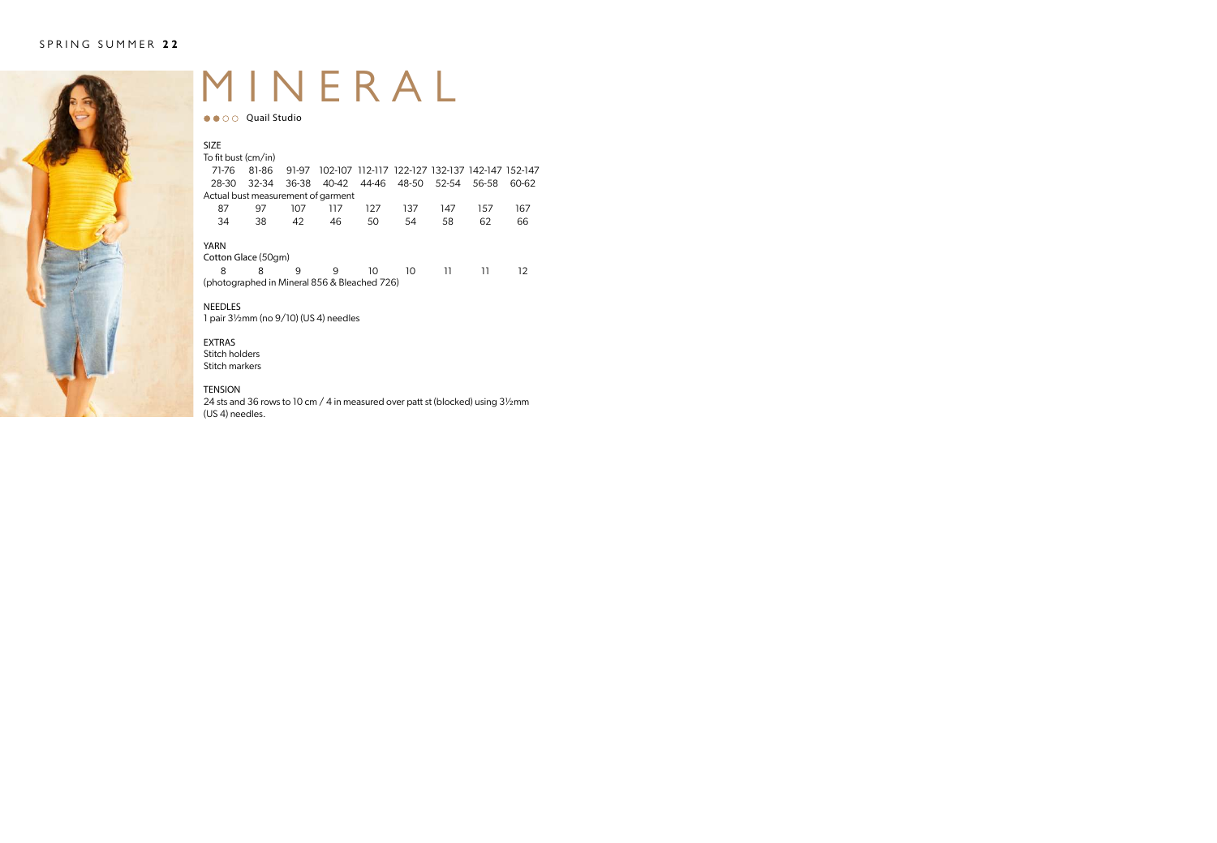# MINERAL

●●○○ Quail Studio

**SIZE**

To fit bust (cm/in)

| 71-76 | 81-86 | 91-97 | 102-107 | 112-117 | 122-127 | 132-137 | 142-147 | 152-147 |
|---|---|---|---|---|---|---|---|---|
| 28-30 | 32-34 | 36-38 | 40-42 | 44-46 | 48-50 | 52-54 | 56-58 | 60-62 |

Actual bust measurement of garment

| 87 | 97 | 107 | 117 | 127 | 137 | 147 | 157 | 167 |
|---|---|---|---|---|---|---|---|---|
| 34 | 38 | 42 | 46 | 50 | 54 | 58 | 62 | 66 |

**YARN**

Cotton Glace (50gm)

| 8 | 8 | 9 | 9 | 10 | 10 | 11 | 11 | 12 |
|---|---|---|---|---|---|---|---|---|

(photographed in Mineral 856 & Bleached 726)

**NEEDLES**

1 pair 3½mm (no 9/10) (US 4) needles

**EXTRAS**

Stitch holders
Stitch markers

**TENSION**

24 sts and 36 rows to 10 cm / 4 in measured over patt st (blocked) using 3½mm (US 4) needles.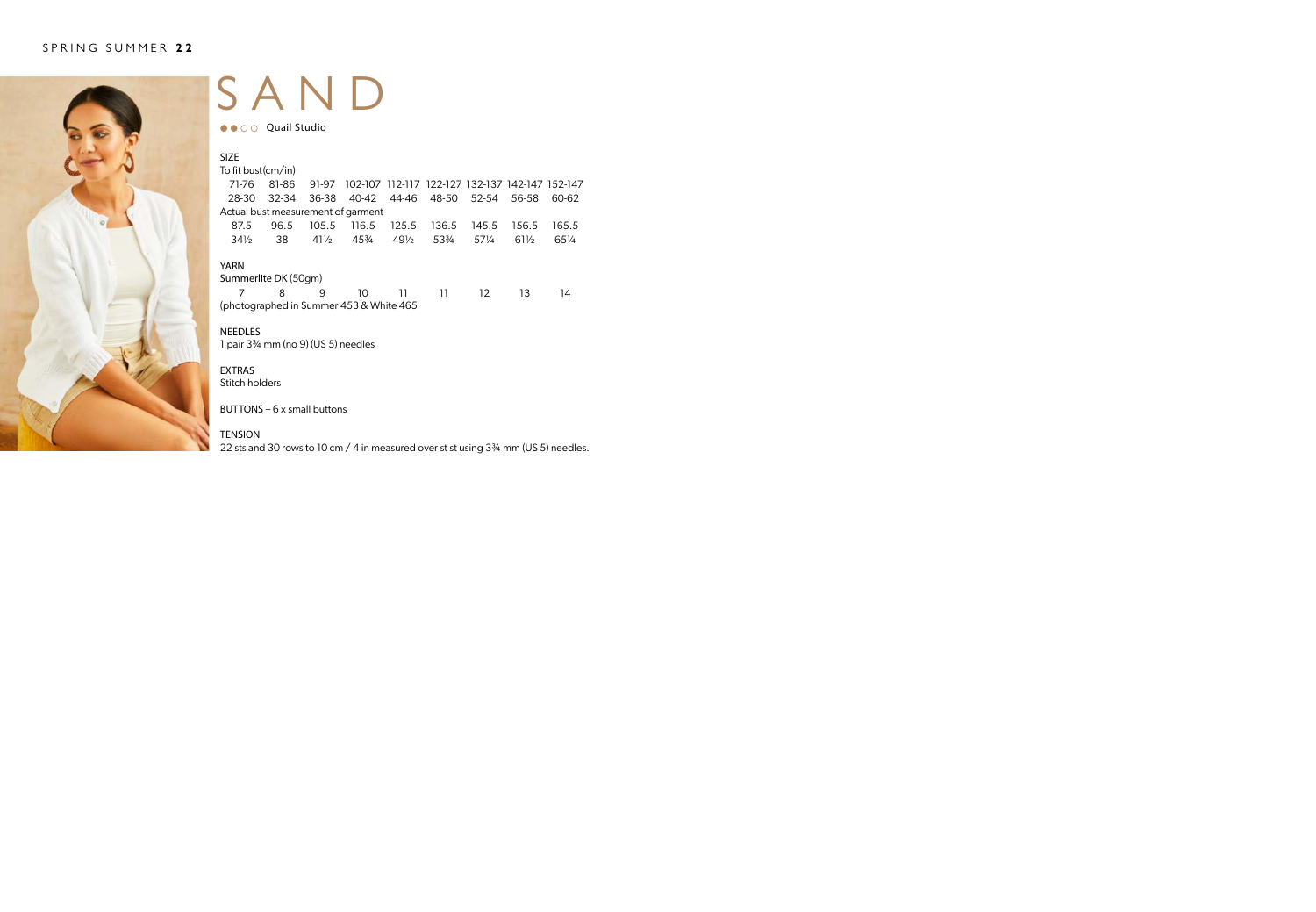# SAND

●●○○ Quail Studio

SIZE

To fit bust(cm/in)

| | | | | | | | | |
|---|---|---|---|---|---|---|---|---|
| 71-76 | 81-86 | 91-97 | 102-107 | 112-117 | 122-127 | 132-137 | 142-147 | 152-147 |
| 28-30 | 32-34 | 36-38 | 40-42 | 44-46 | 48-50 | 52-54 | 56-58 | 60-62 |

Actual bust measurement of garment

| | | | | | | | | |
|---|---|---|---|---|---|---|---|---|
| 87.5 | 96.5 | 105.5 | 116.5 | 125.5 | 136.5 | 145.5 | 156.5 | 165.5 |
| 34½ | 38 | 41½ | 45¾ | 49½ | 53¾ | 57¼ | 61½ | 65¼ |

YARN

Summerlite DK (50gm)

| | | | | | | | | |
|---|---|---|---|---|---|---|---|---|
| 7 | 8 | 9 | 10 | 11 | 11 | 12 | 13 | 14 |

(photographed in Summer 453 & White 465

NEEDLES

1 pair 3¾ mm (no 9) (US 5) needles

EXTRAS

Stitch holders

BUTTONS – 6 x small buttons

TENSION

22 sts and 30 rows to 10 cm / 4 in measured over st st using 3¾ mm (US 5) needles.